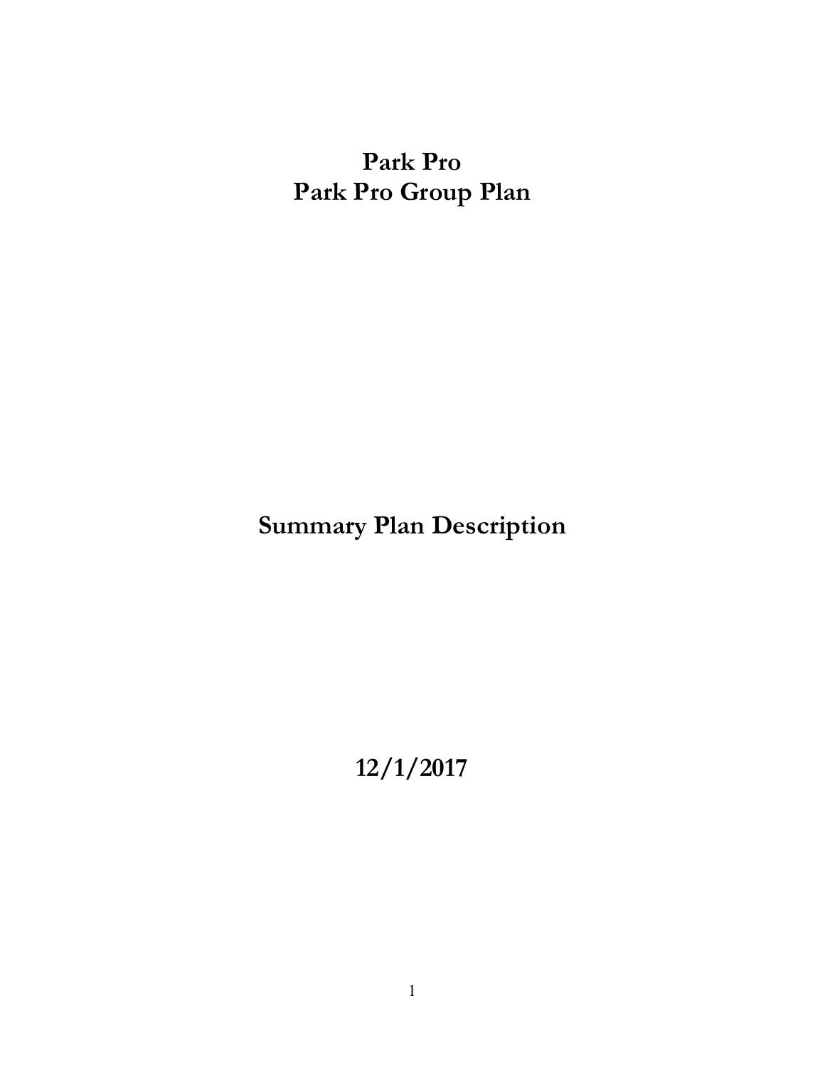# Park Pro
# Park Pro Group Plan

# Summary Plan Description

## 12/1/2017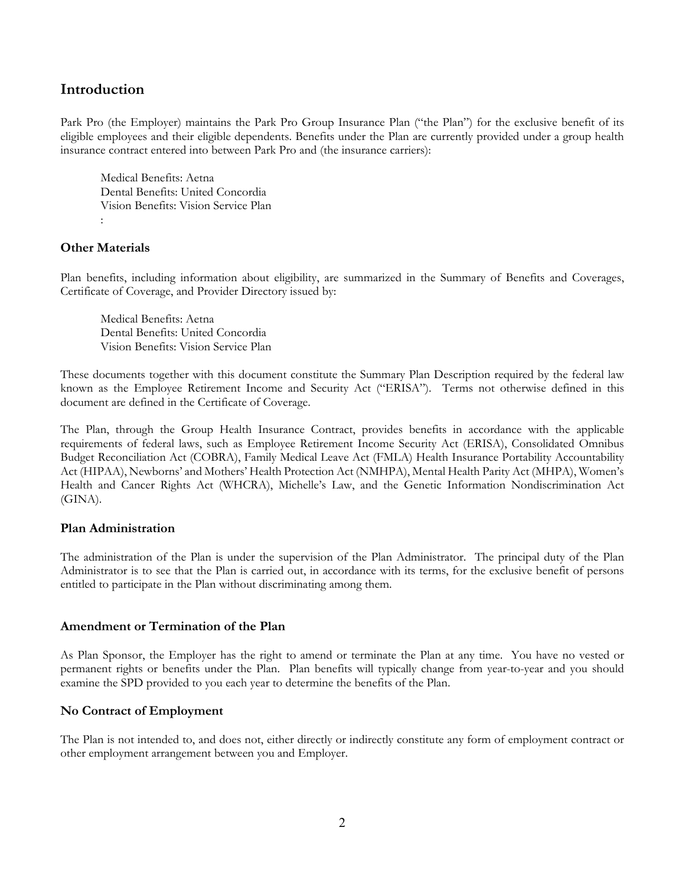## Introduction

Park Pro (the Employer) maintains the Park Pro Group Insurance Plan ("the Plan") for the exclusive benefit of its eligible employees and their eligible dependents. Benefits under the Plan are currently provided under a group health insurance contract entered into between Park Pro and (the insurance carriers):

Medical Benefits: Aetna
Dental Benefits: United Concordia
Vision Benefits: Vision Service Plan
:

### Other Materials

Plan benefits, including information about eligibility, are summarized in the Summary of Benefits and Coverages, Certificate of Coverage, and Provider Directory issued by:

Medical Benefits: Aetna
Dental Benefits: United Concordia
Vision Benefits: Vision Service Plan

These documents together with this document constitute the Summary Plan Description required by the federal law known as the Employee Retirement Income and Security Act ("ERISA"). Terms not otherwise defined in this document are defined in the Certificate of Coverage.

The Plan, through the Group Health Insurance Contract, provides benefits in accordance with the applicable requirements of federal laws, such as Employee Retirement Income Security Act (ERISA), Consolidated Omnibus Budget Reconciliation Act (COBRA), Family Medical Leave Act (FMLA) Health Insurance Portability Accountability Act (HIPAA), Newborns' and Mothers' Health Protection Act (NMHPA), Mental Health Parity Act (MHPA), Women's Health and Cancer Rights Act (WHCRA), Michelle's Law, and the Genetic Information Nondiscrimination Act (GINA).

### Plan Administration

The administration of the Plan is under the supervision of the Plan Administrator. The principal duty of the Plan Administrator is to see that the Plan is carried out, in accordance with its terms, for the exclusive benefit of persons entitled to participate in the Plan without discriminating among them.

### Amendment or Termination of the Plan

As Plan Sponsor, the Employer has the right to amend or terminate the Plan at any time. You have no vested or permanent rights or benefits under the Plan. Plan benefits will typically change from year-to-year and you should examine the SPD provided to you each year to determine the benefits of the Plan.

### No Contract of Employment

The Plan is not intended to, and does not, either directly or indirectly constitute any form of employment contract or other employment arrangement between you and Employer.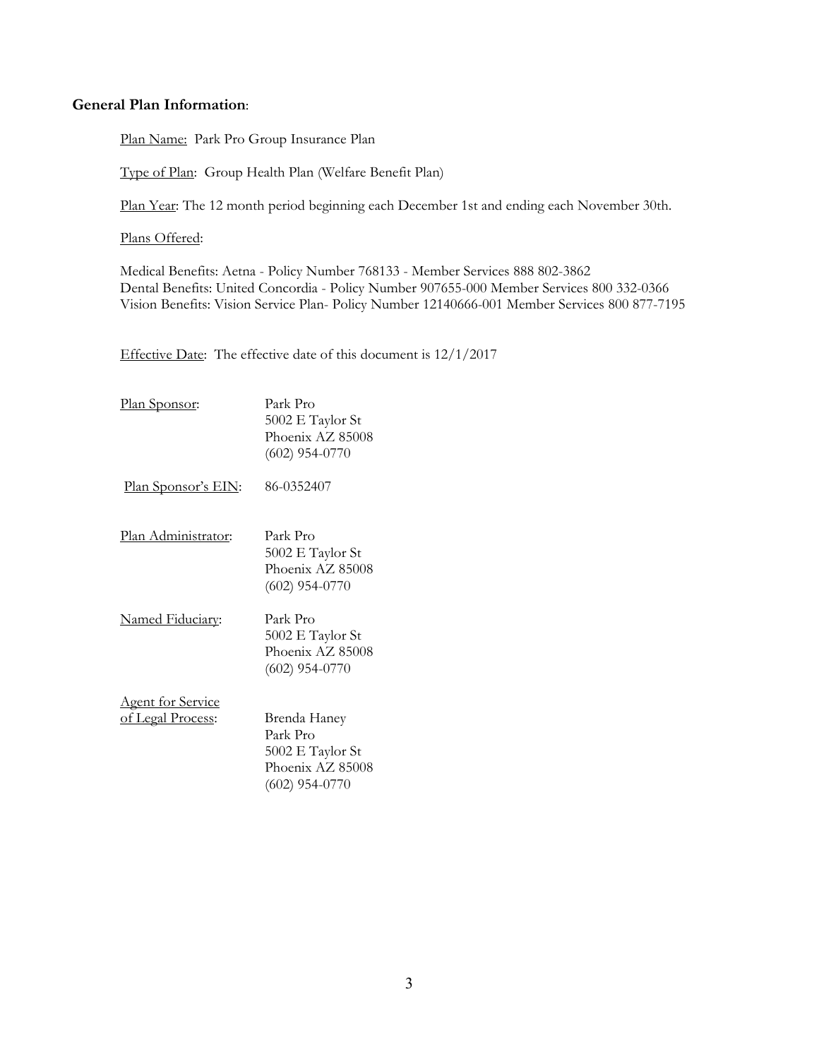**General Plan Information**:

Plan Name: Park Pro Group Insurance Plan

Type of Plan: Group Health Plan (Welfare Benefit Plan)

Plan Year: The 12 month period beginning each December 1st and ending each November 30th.

Plans Offered:

Medical Benefits: Aetna - Policy Number 768133 - Member Services 888 802-3862
Dental Benefits: United Concordia - Policy Number 907655-000 Member Services 800 332-0366
Vision Benefits: Vision Service Plan- Policy Number 12140666-001 Member Services 800 877-7195

Effective Date: The effective date of this document is 12/1/2017

Plan Sponsor:
Park Pro
5002 E Taylor St
Phoenix AZ 85008
(602) 954-0770

Plan Sponsor's EIN: 86-0352407

Plan Administrator:
Park Pro
5002 E Taylor St
Phoenix AZ 85008
(602) 954-0770

Named Fiduciary:
Park Pro
5002 E Taylor St
Phoenix AZ 85008
(602) 954-0770

Agent for Service of Legal Process:
Brenda Haney
Park Pro
5002 E Taylor St
Phoenix AZ 85008
(602) 954-0770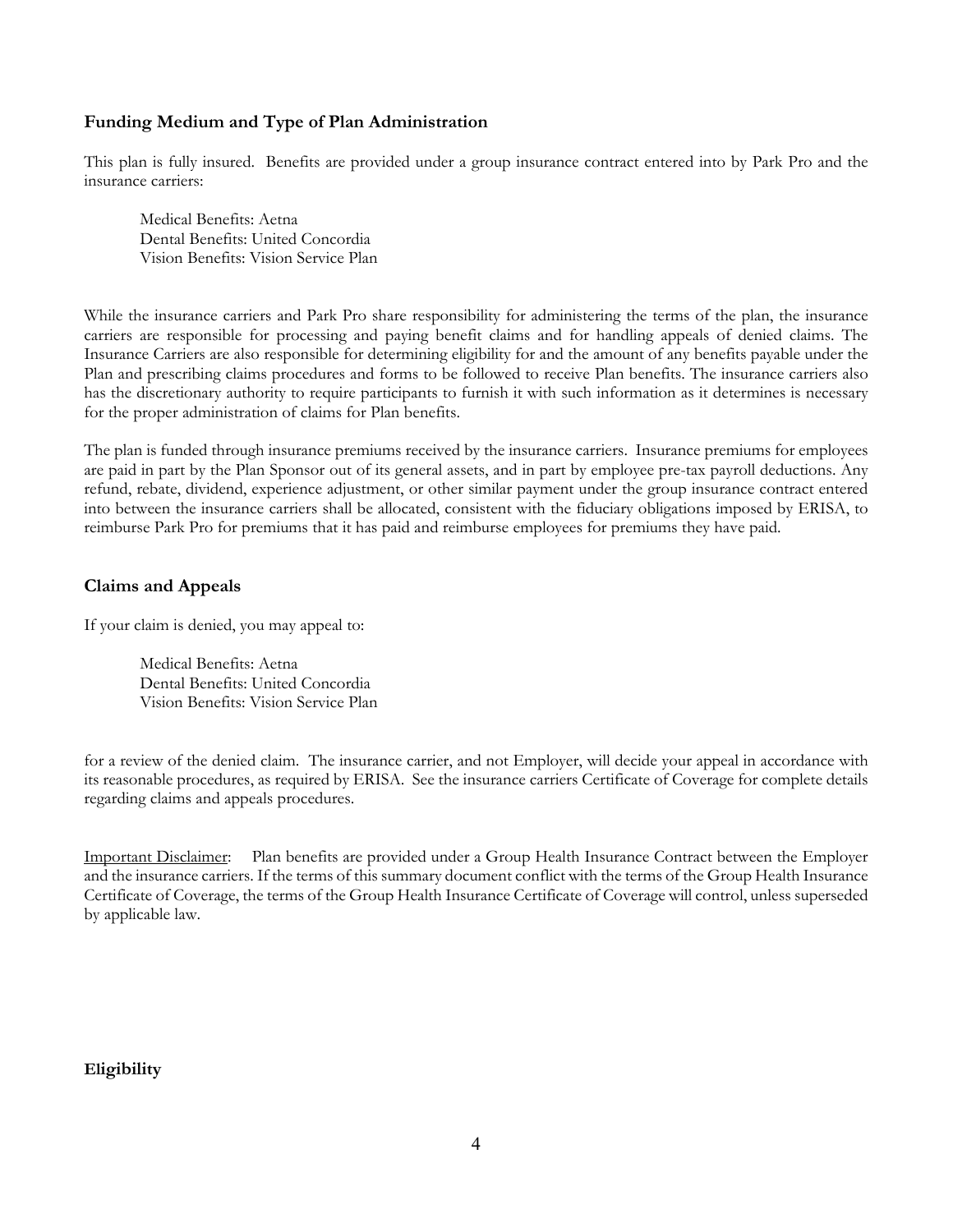## Funding Medium and Type of Plan Administration

This plan is fully insured. Benefits are provided under a group insurance contract entered into by Park Pro and the insurance carriers:

Medical Benefits: Aetna
Dental Benefits: United Concordia
Vision Benefits: Vision Service Plan

While the insurance carriers and Park Pro share responsibility for administering the terms of the plan, the insurance carriers are responsible for processing and paying benefit claims and for handling appeals of denied claims. The Insurance Carriers are also responsible for determining eligibility for and the amount of any benefits payable under the Plan and prescribing claims procedures and forms to be followed to receive Plan benefits. The insurance carriers also has the discretionary authority to require participants to furnish it with such information as it determines is necessary for the proper administration of claims for Plan benefits.

The plan is funded through insurance premiums received by the insurance carriers. Insurance premiums for employees are paid in part by the Plan Sponsor out of its general assets, and in part by employee pre-tax payroll deductions. Any refund, rebate, dividend, experience adjustment, or other similar payment under the group insurance contract entered into between the insurance carriers shall be allocated, consistent with the fiduciary obligations imposed by ERISA, to reimburse Park Pro for premiums that it has paid and reimburse employees for premiums they have paid.

## Claims and Appeals

If your claim is denied, you may appeal to:

Medical Benefits: Aetna
Dental Benefits: United Concordia
Vision Benefits: Vision Service Plan

for a review of the denied claim. The insurance carrier, and not Employer, will decide your appeal in accordance with its reasonable procedures, as required by ERISA. See the insurance carriers Certificate of Coverage for complete details regarding claims and appeals procedures.

Important Disclaimer: Plan benefits are provided under a Group Health Insurance Contract between the Employer and the insurance carriers. If the terms of this summary document conflict with the terms of the Group Health Insurance Certificate of Coverage, the terms of the Group Health Insurance Certificate of Coverage will control, unless superseded by applicable law.

## Eligibility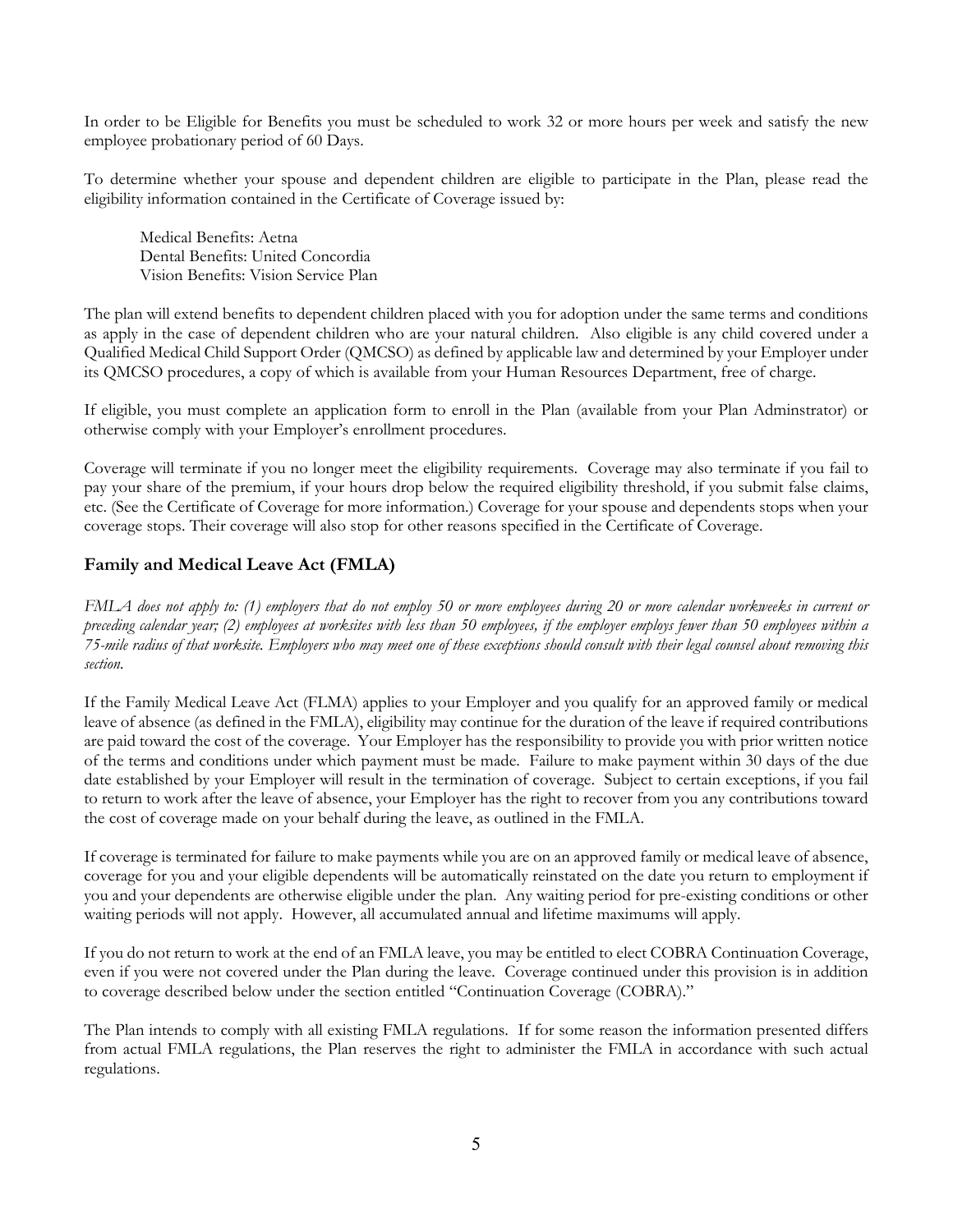In order to be Eligible for Benefits you must be scheduled to work 32 or more hours per week and satisfy the new employee probationary period of 60 Days.

To determine whether your spouse and dependent children are eligible to participate in the Plan, please read the eligibility information contained in the Certificate of Coverage issued by:

Medical Benefits: Aetna
Dental Benefits: United Concordia
Vision Benefits: Vision Service Plan

The plan will extend benefits to dependent children placed with you for adoption under the same terms and conditions as apply in the case of dependent children who are your natural children. Also eligible is any child covered under a Qualified Medical Child Support Order (QMCSO) as defined by applicable law and determined by your Employer under its QMCSO procedures, a copy of which is available from your Human Resources Department, free of charge.

If eligible, you must complete an application form to enroll in the Plan (available from your Plan Adminstrator) or otherwise comply with your Employer's enrollment procedures.

Coverage will terminate if you no longer meet the eligibility requirements. Coverage may also terminate if you fail to pay your share of the premium, if your hours drop below the required eligibility threshold, if you submit false claims, etc. (See the Certificate of Coverage for more information.) Coverage for your spouse and dependents stops when your coverage stops. Their coverage will also stop for other reasons specified in the Certificate of Coverage.

## Family and Medical Leave Act (FMLA)

*FMLA does not apply to: (1) employers that do not employ 50 or more employees during 20 or more calendar workweeks in current or preceding calendar year; (2) employees at worksites with less than 50 employees, if the employer employs fewer than 50 employees within a 75-mile radius of that worksite. Employers who may meet one of these exceptions should consult with their legal counsel about removing this section.*

If the Family Medical Leave Act (FLMA) applies to your Employer and you qualify for an approved family or medical leave of absence (as defined in the FMLA), eligibility may continue for the duration of the leave if required contributions are paid toward the cost of the coverage. Your Employer has the responsibility to provide you with prior written notice of the terms and conditions under which payment must be made. Failure to make payment within 30 days of the due date established by your Employer will result in the termination of coverage. Subject to certain exceptions, if you fail to return to work after the leave of absence, your Employer has the right to recover from you any contributions toward the cost of coverage made on your behalf during the leave, as outlined in the FMLA.

If coverage is terminated for failure to make payments while you are on an approved family or medical leave of absence, coverage for you and your eligible dependents will be automatically reinstated on the date you return to employment if you and your dependents are otherwise eligible under the plan. Any waiting period for pre-existing conditions or other waiting periods will not apply. However, all accumulated annual and lifetime maximums will apply.

If you do not return to work at the end of an FMLA leave, you may be entitled to elect COBRA Continuation Coverage, even if you were not covered under the Plan during the leave. Coverage continued under this provision is in addition to coverage described below under the section entitled "Continuation Coverage (COBRA)."

The Plan intends to comply with all existing FMLA regulations. If for some reason the information presented differs from actual FMLA regulations, the Plan reserves the right to administer the FMLA in accordance with such actual regulations.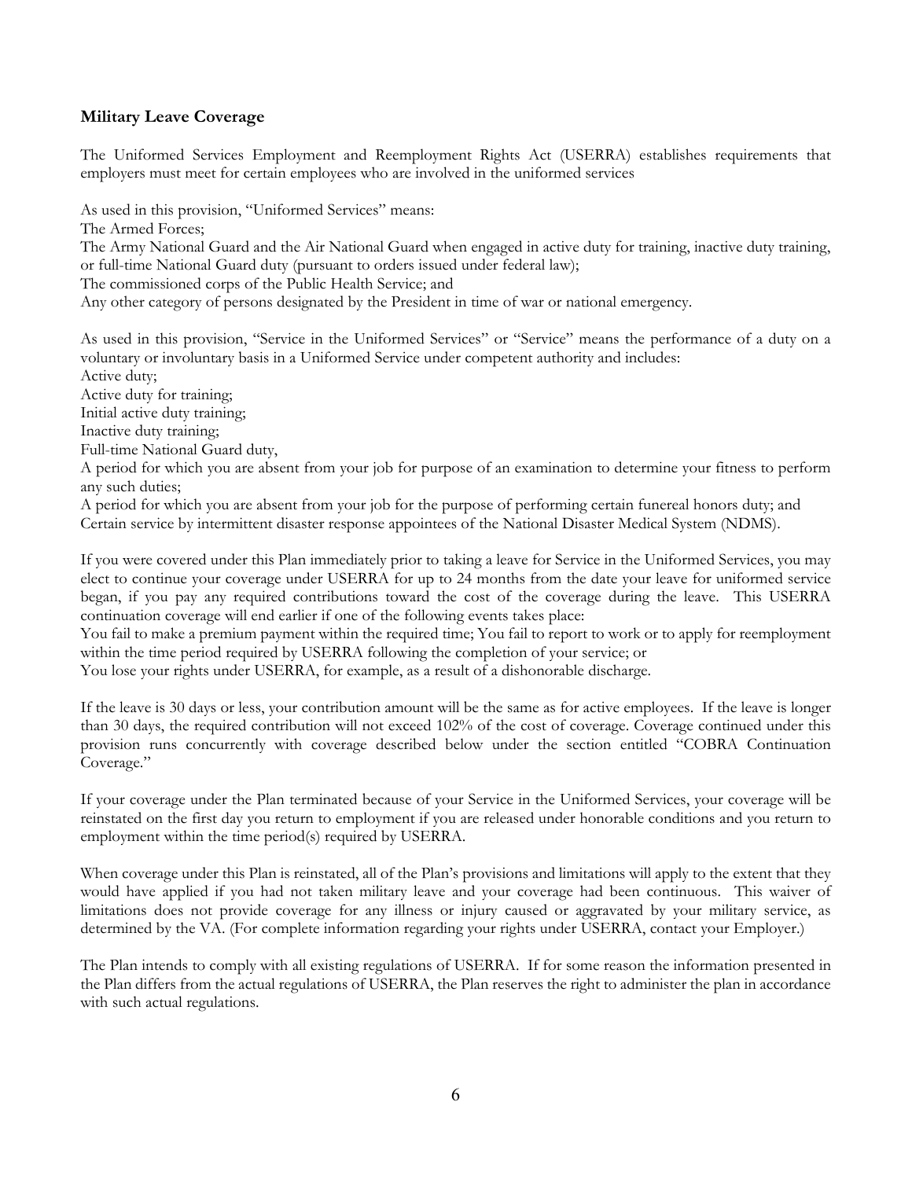**Military Leave Coverage**

The Uniformed Services Employment and Reemployment Rights Act (USERRA) establishes requirements that employers must meet for certain employees who are involved in the uniformed services

As used in this provision, "Uniformed Services" means:
The Armed Forces;
The Army National Guard and the Air National Guard when engaged in active duty for training, inactive duty training, or full-time National Guard duty (pursuant to orders issued under federal law);
The commissioned corps of the Public Health Service; and
Any other category of persons designated by the President in time of war or national emergency.

As used in this provision, "Service in the Uniformed Services" or "Service" means the performance of a duty on a voluntary or involuntary basis in a Uniformed Service under competent authority and includes:
Active duty;
Active duty for training;
Initial active duty training;
Inactive duty training;
Full-time National Guard duty,
A period for which you are absent from your job for purpose of an examination to determine your fitness to perform any such duties;
A period for which you are absent from your job for the purpose of performing certain funereal honors duty; and
Certain service by intermittent disaster response appointees of the National Disaster Medical System (NDMS).

If you were covered under this Plan immediately prior to taking a leave for Service in the Uniformed Services, you may elect to continue your coverage under USERRA for up to 24 months from the date your leave for uniformed service began, if you pay any required contributions toward the cost of the coverage during the leave. This USERRA continuation coverage will end earlier if one of the following events takes place:
You fail to make a premium payment within the required time; You fail to report to work or to apply for reemployment within the time period required by USERRA following the completion of your service; or
You lose your rights under USERRA, for example, as a result of a dishonorable discharge.

If the leave is 30 days or less, your contribution amount will be the same as for active employees. If the leave is longer than 30 days, the required contribution will not exceed 102% of the cost of coverage. Coverage continued under this provision runs concurrently with coverage described below under the section entitled "COBRA Continuation Coverage."

If your coverage under the Plan terminated because of your Service in the Uniformed Services, your coverage will be reinstated on the first day you return to employment if you are released under honorable conditions and you return to employment within the time period(s) required by USERRA.

When coverage under this Plan is reinstated, all of the Plan's provisions and limitations will apply to the extent that they would have applied if you had not taken military leave and your coverage had been continuous. This waiver of limitations does not provide coverage for any illness or injury caused or aggravated by your military service, as determined by the VA. (For complete information regarding your rights under USERRA, contact your Employer.)

The Plan intends to comply with all existing regulations of USERRA. If for some reason the information presented in the Plan differs from the actual regulations of USERRA, the Plan reserves the right to administer the plan in accordance with such actual regulations.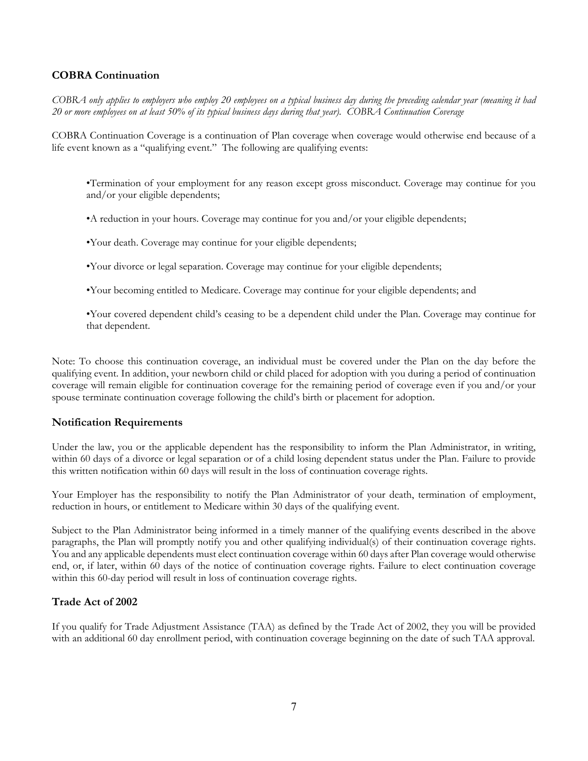## COBRA Continuation

*COBRA only applies to employers who employ 20 employees on a typical business day during the preceding calendar year (meaning it had 20 or more employees on at least 50% of its typical business days during that year). COBRA Continuation Coverage*

COBRA Continuation Coverage is a continuation of Plan coverage when coverage would otherwise end because of a life event known as a "qualifying event." The following are qualifying events:

- •Termination of your employment for any reason except gross misconduct. Coverage may continue for you and/or your eligible dependents;
- •A reduction in your hours. Coverage may continue for you and/or your eligible dependents;
- •Your death. Coverage may continue for your eligible dependents;
- •Your divorce or legal separation. Coverage may continue for your eligible dependents;
- •Your becoming entitled to Medicare. Coverage may continue for your eligible dependents; and
- •Your covered dependent child's ceasing to be a dependent child under the Plan. Coverage may continue for that dependent.

Note: To choose this continuation coverage, an individual must be covered under the Plan on the day before the qualifying event. In addition, your newborn child or child placed for adoption with you during a period of continuation coverage will remain eligible for continuation coverage for the remaining period of coverage even if you and/or your spouse terminate continuation coverage following the child's birth or placement for adoption.

## Notification Requirements

Under the law, you or the applicable dependent has the responsibility to inform the Plan Administrator, in writing, within 60 days of a divorce or legal separation or of a child losing dependent status under the Plan. Failure to provide this written notification within 60 days will result in the loss of continuation coverage rights.

Your Employer has the responsibility to notify the Plan Administrator of your death, termination of employment, reduction in hours, or entitlement to Medicare within 30 days of the qualifying event.

Subject to the Plan Administrator being informed in a timely manner of the qualifying events described in the above paragraphs, the Plan will promptly notify you and other qualifying individual(s) of their continuation coverage rights. You and any applicable dependents must elect continuation coverage within 60 days after Plan coverage would otherwise end, or, if later, within 60 days of the notice of continuation coverage rights. Failure to elect continuation coverage within this 60-day period will result in loss of continuation coverage rights.

## Trade Act of 2002

If you qualify for Trade Adjustment Assistance (TAA) as defined by the Trade Act of 2002, they you will be provided with an additional 60 day enrollment period, with continuation coverage beginning on the date of such TAA approval.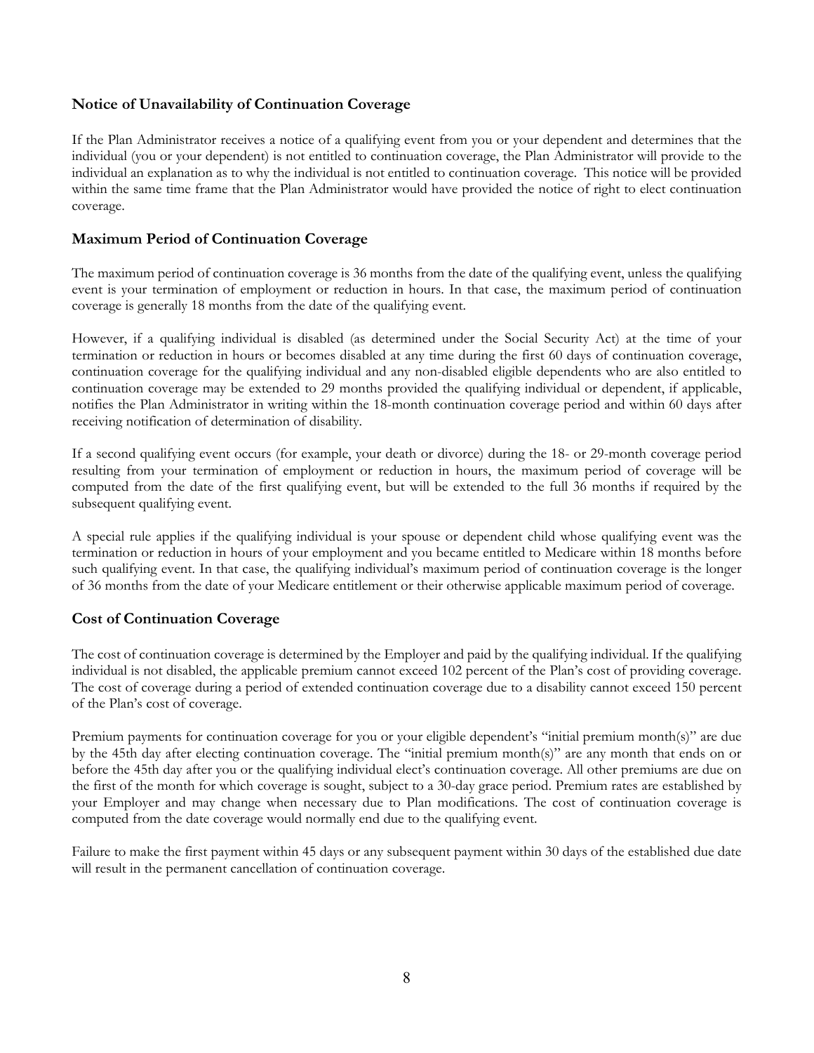## Notice of Unavailability of Continuation Coverage

If the Plan Administrator receives a notice of a qualifying event from you or your dependent and determines that the individual (you or your dependent) is not entitled to continuation coverage, the Plan Administrator will provide to the individual an explanation as to why the individual is not entitled to continuation coverage. This notice will be provided within the same time frame that the Plan Administrator would have provided the notice of right to elect continuation coverage.

## Maximum Period of Continuation Coverage

The maximum period of continuation coverage is 36 months from the date of the qualifying event, unless the qualifying event is your termination of employment or reduction in hours. In that case, the maximum period of continuation coverage is generally 18 months from the date of the qualifying event.

However, if a qualifying individual is disabled (as determined under the Social Security Act) at the time of your termination or reduction in hours or becomes disabled at any time during the first 60 days of continuation coverage, continuation coverage for the qualifying individual and any non-disabled eligible dependents who are also entitled to continuation coverage may be extended to 29 months provided the qualifying individual or dependent, if applicable, notifies the Plan Administrator in writing within the 18-month continuation coverage period and within 60 days after receiving notification of determination of disability.

If a second qualifying event occurs (for example, your death or divorce) during the 18- or 29-month coverage period resulting from your termination of employment or reduction in hours, the maximum period of coverage will be computed from the date of the first qualifying event, but will be extended to the full 36 months if required by the subsequent qualifying event.

A special rule applies if the qualifying individual is your spouse or dependent child whose qualifying event was the termination or reduction in hours of your employment and you became entitled to Medicare within 18 months before such qualifying event. In that case, the qualifying individual's maximum period of continuation coverage is the longer of 36 months from the date of your Medicare entitlement or their otherwise applicable maximum period of coverage.

## Cost of Continuation Coverage

The cost of continuation coverage is determined by the Employer and paid by the qualifying individual. If the qualifying individual is not disabled, the applicable premium cannot exceed 102 percent of the Plan's cost of providing coverage. The cost of coverage during a period of extended continuation coverage due to a disability cannot exceed 150 percent of the Plan's cost of coverage.

Premium payments for continuation coverage for you or your eligible dependent's "initial premium month(s)" are due by the 45th day after electing continuation coverage. The "initial premium month(s)" are any month that ends on or before the 45th day after you or the qualifying individual elect's continuation coverage. All other premiums are due on the first of the month for which coverage is sought, subject to a 30-day grace period. Premium rates are established by your Employer and may change when necessary due to Plan modifications. The cost of continuation coverage is computed from the date coverage would normally end due to the qualifying event.

Failure to make the first payment within 45 days or any subsequent payment within 30 days of the established due date will result in the permanent cancellation of continuation coverage.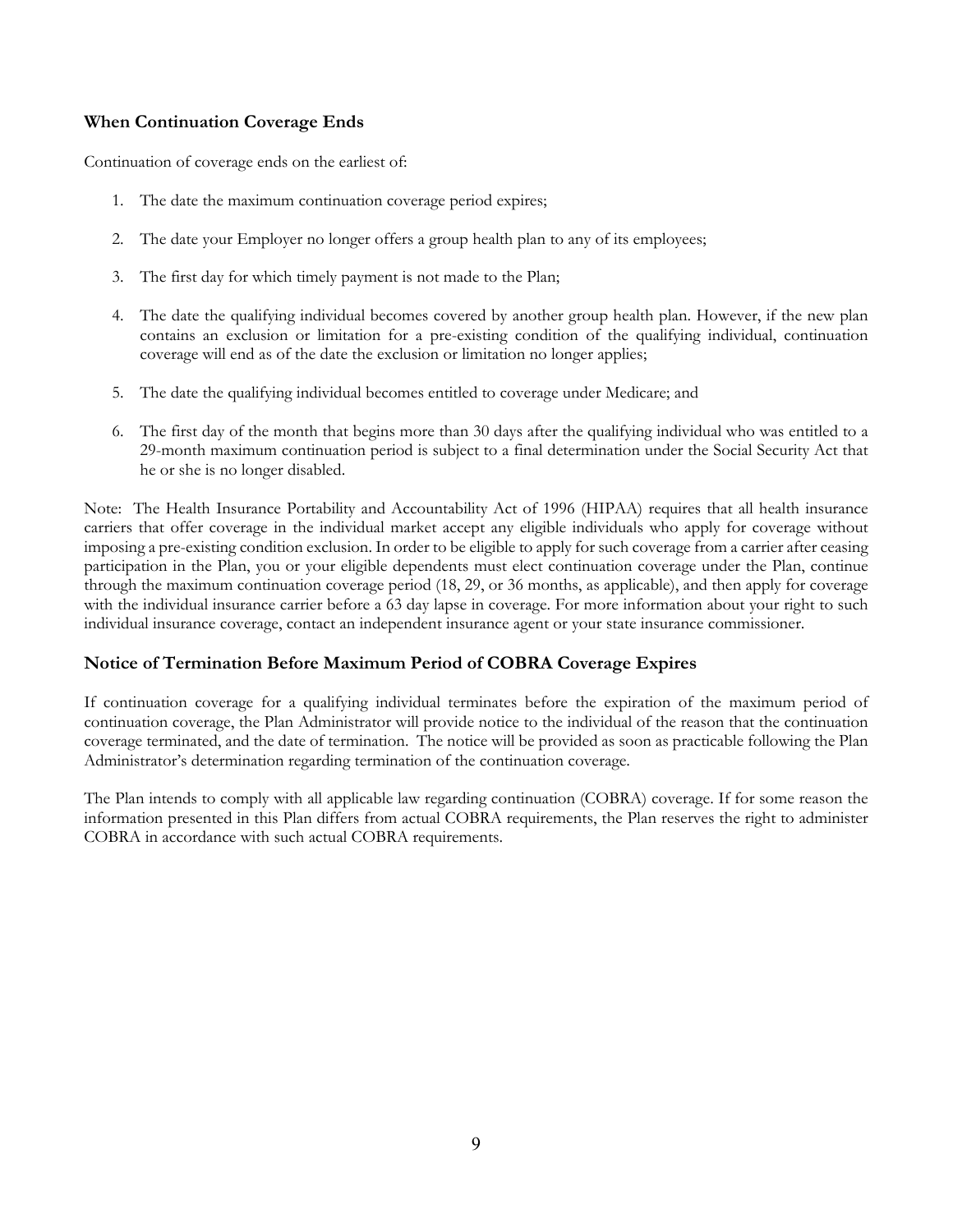### When Continuation Coverage Ends

Continuation of coverage ends on the earliest of:

1. The date the maximum continuation coverage period expires;
2. The date your Employer no longer offers a group health plan to any of its employees;
3. The first day for which timely payment is not made to the Plan;
4. The date the qualifying individual becomes covered by another group health plan. However, if the new plan contains an exclusion or limitation for a pre-existing condition of the qualifying individual, continuation coverage will end as of the date the exclusion or limitation no longer applies;
5. The date the qualifying individual becomes entitled to coverage under Medicare; and
6. The first day of the month that begins more than 30 days after the qualifying individual who was entitled to a 29-month maximum continuation period is subject to a final determination under the Social Security Act that he or she is no longer disabled.

Note: The Health Insurance Portability and Accountability Act of 1996 (HIPAA) requires that all health insurance carriers that offer coverage in the individual market accept any eligible individuals who apply for coverage without imposing a pre-existing condition exclusion. In order to be eligible to apply for such coverage from a carrier after ceasing participation in the Plan, you or your eligible dependents must elect continuation coverage under the Plan, continue through the maximum continuation coverage period (18, 29, or 36 months, as applicable), and then apply for coverage with the individual insurance carrier before a 63 day lapse in coverage. For more information about your right to such individual insurance coverage, contact an independent insurance agent or your state insurance commissioner.

### Notice of Termination Before Maximum Period of COBRA Coverage Expires

If continuation coverage for a qualifying individual terminates before the expiration of the maximum period of continuation coverage, the Plan Administrator will provide notice to the individual of the reason that the continuation coverage terminated, and the date of termination. The notice will be provided as soon as practicable following the Plan Administrator's determination regarding termination of the continuation coverage.

The Plan intends to comply with all applicable law regarding continuation (COBRA) coverage. If for some reason the information presented in this Plan differs from actual COBRA requirements, the Plan reserves the right to administer COBRA in accordance with such actual COBRA requirements.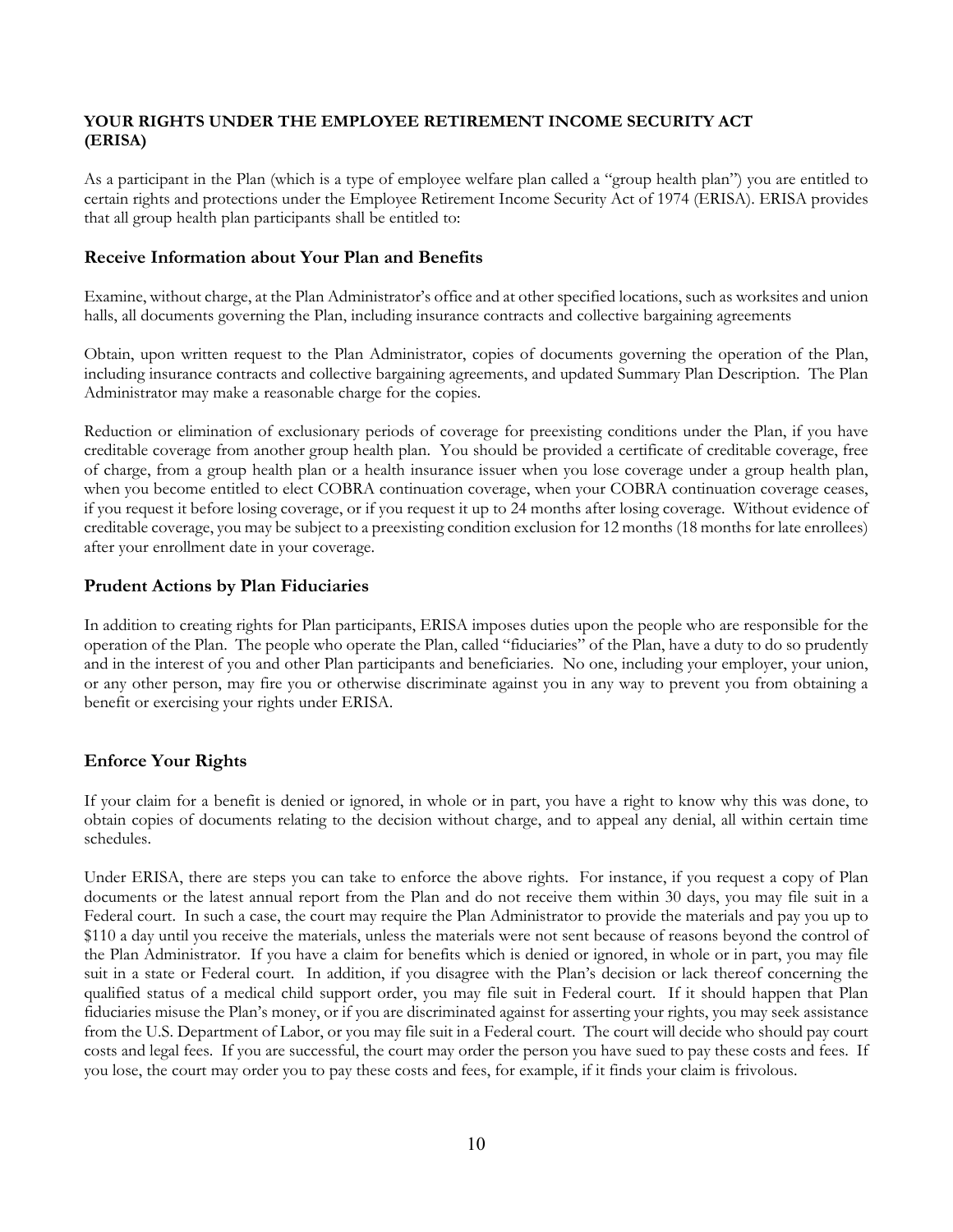## YOUR RIGHTS UNDER THE EMPLOYEE RETIREMENT INCOME SECURITY ACT (ERISA)

As a participant in the Plan (which is a type of employee welfare plan called a "group health plan") you are entitled to certain rights and protections under the Employee Retirement Income Security Act of 1974 (ERISA). ERISA provides that all group health plan participants shall be entitled to:

### Receive Information about Your Plan and Benefits

Examine, without charge, at the Plan Administrator's office and at other specified locations, such as worksites and union halls, all documents governing the Plan, including insurance contracts and collective bargaining agreements

Obtain, upon written request to the Plan Administrator, copies of documents governing the operation of the Plan, including insurance contracts and collective bargaining agreements, and updated Summary Plan Description. The Plan Administrator may make a reasonable charge for the copies.

Reduction or elimination of exclusionary periods of coverage for preexisting conditions under the Plan, if you have creditable coverage from another group health plan. You should be provided a certificate of creditable coverage, free of charge, from a group health plan or a health insurance issuer when you lose coverage under a group health plan, when you become entitled to elect COBRA continuation coverage, when your COBRA continuation coverage ceases, if you request it before losing coverage, or if you request it up to 24 months after losing coverage. Without evidence of creditable coverage, you may be subject to a preexisting condition exclusion for 12 months (18 months for late enrollees) after your enrollment date in your coverage.

### Prudent Actions by Plan Fiduciaries

In addition to creating rights for Plan participants, ERISA imposes duties upon the people who are responsible for the operation of the Plan. The people who operate the Plan, called "fiduciaries" of the Plan, have a duty to do so prudently and in the interest of you and other Plan participants and beneficiaries. No one, including your employer, your union, or any other person, may fire you or otherwise discriminate against you in any way to prevent you from obtaining a benefit or exercising your rights under ERISA.

### Enforce Your Rights

If your claim for a benefit is denied or ignored, in whole or in part, you have a right to know why this was done, to obtain copies of documents relating to the decision without charge, and to appeal any denial, all within certain time schedules.

Under ERISA, there are steps you can take to enforce the above rights. For instance, if you request a copy of Plan documents or the latest annual report from the Plan and do not receive them within 30 days, you may file suit in a Federal court. In such a case, the court may require the Plan Administrator to provide the materials and pay you up to $110 a day until you receive the materials, unless the materials were not sent because of reasons beyond the control of the Plan Administrator. If you have a claim for benefits which is denied or ignored, in whole or in part, you may file suit in a state or Federal court. In addition, if you disagree with the Plan's decision or lack thereof concerning the qualified status of a medical child support order, you may file suit in Federal court. If it should happen that Plan fiduciaries misuse the Plan's money, or if you are discriminated against for asserting your rights, you may seek assistance from the U.S. Department of Labor, or you may file suit in a Federal court. The court will decide who should pay court costs and legal fees. If you are successful, the court may order the person you have sued to pay these costs and fees. If you lose, the court may order you to pay these costs and fees, for example, if it finds your claim is frivolous.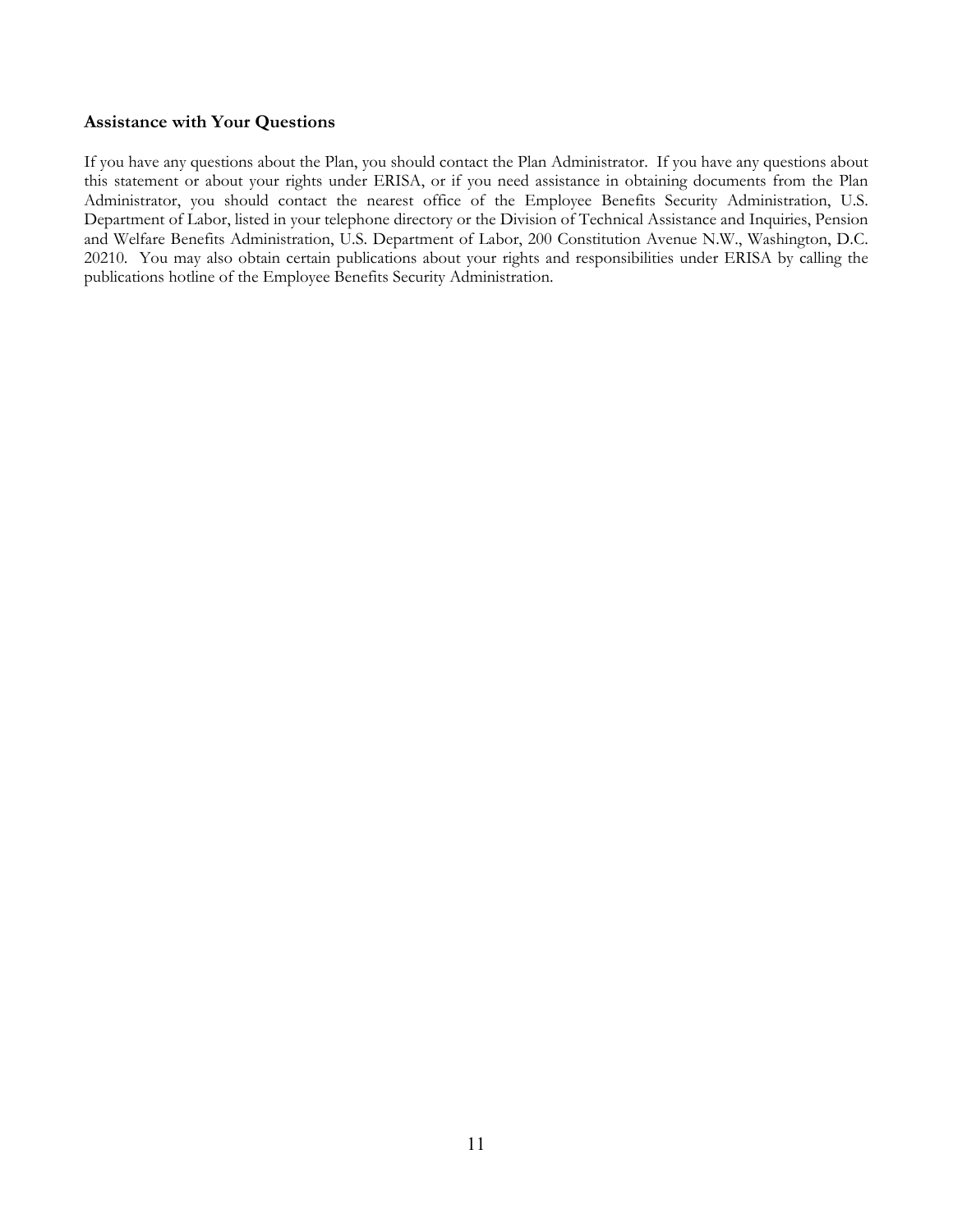### Assistance with Your Questions

If you have any questions about the Plan, you should contact the Plan Administrator. If you have any questions about this statement or about your rights under ERISA, or if you need assistance in obtaining documents from the Plan Administrator, you should contact the nearest office of the Employee Benefits Security Administration, U.S. Department of Labor, listed in your telephone directory or the Division of Technical Assistance and Inquiries, Pension and Welfare Benefits Administration, U.S. Department of Labor, 200 Constitution Avenue N.W., Washington, D.C. 20210. You may also obtain certain publications about your rights and responsibilities under ERISA by calling the publications hotline of the Employee Benefits Security Administration.